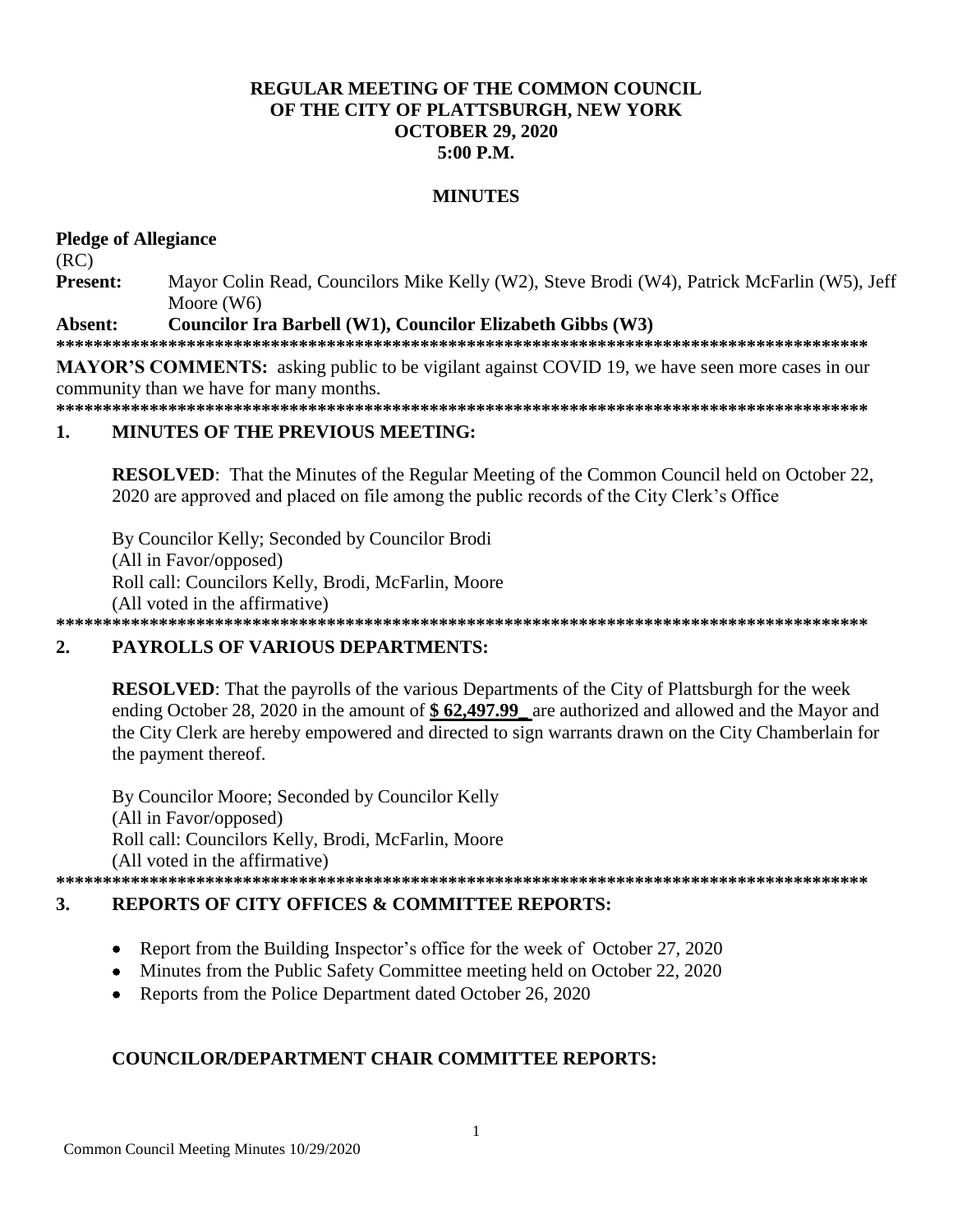# REGULAR MEETING OF THE COMMON COUNCIL OF THE CITY OF PLATTSBURGH, NEW YORK OCTOBER 29, 2020 5:00 P.M.

## MINUTES

**Pledge of Allegiance**

(RC)

**Present:** Mayor Colin Read, Councilors Mike Kelly (W2), Steve Brodi (W4), Patrick McFarlin (W5), Jeff Moore (W6)

**Absent: Councilor Ira Barbell (W1), Councilor Elizabeth Gibbs (W3)**

**\*\*\*\*\*\*\*\*\*\*\*\*\*\*\*\*\*\*\*\*\*\*\*\*\*\*\*\*\*\*\*\*\*\*\*\*\*\*\*\*\*\*\*\*\*\*\*\*\*\*\*\*\*\*\*\*\*\*\*\*\*\*\*\*\*\*\*\*\*\*\*\*\*\*\*\*\*\*\*\*\*\*\*\*\*\*\***

**MAYOR'S COMMENTS:** asking public to be vigilant against COVID 19, we have seen more cases in our community than we have for many months.

**\*\*\*\*\*\*\*\*\*\*\*\*\*\*\*\*\*\*\*\*\*\*\*\*\*\*\*\*\*\*\*\*\*\*\*\*\*\*\*\*\*\*\*\*\*\*\*\*\*\*\*\*\*\*\*\*\*\*\*\*\*\*\*\*\*\*\*\*\*\*\*\*\*\*\*\*\*\*\*\*\*\*\*\*\*\*\***

## 1. MINUTES OF THE PREVIOUS MEETING:

**RESOLVED**: That the Minutes of the Regular Meeting of the Common Council held on October 22, 2020 are approved and placed on file among the public records of the City Clerk's Office

By Councilor Kelly; Seconded by Councilor Brodi
(All in Favor/opposed)
Roll call: Councilors Kelly, Brodi, McFarlin, Moore
(All voted in the affirmative)

**\*\*\*\*\*\*\*\*\*\*\*\*\*\*\*\*\*\*\*\*\*\*\*\*\*\*\*\*\*\*\*\*\*\*\*\*\*\*\*\*\*\*\*\*\*\*\*\*\*\*\*\*\*\*\*\*\*\*\*\*\*\*\*\*\*\*\*\*\*\*\*\*\*\*\*\*\*\*\*\*\*\*\*\*\*\*\***

## 2. PAYROLLS OF VARIOUS DEPARTMENTS:

**RESOLVED**: That the payrolls of the various Departments of the City of Plattsburgh for the week ending October 28, 2020 in the amount of **$ 62,497.99_** are authorized and allowed and the Mayor and the City Clerk are hereby empowered and directed to sign warrants drawn on the City Chamberlain for the payment thereof.

By Councilor Moore; Seconded by Councilor Kelly
(All in Favor/opposed)
Roll call: Councilors Kelly, Brodi, McFarlin, Moore
(All voted in the affirmative)

**\*\*\*\*\*\*\*\*\*\*\*\*\*\*\*\*\*\*\*\*\*\*\*\*\*\*\*\*\*\*\*\*\*\*\*\*\*\*\*\*\*\*\*\*\*\*\*\*\*\*\*\*\*\*\*\*\*\*\*\*\*\*\*\*\*\*\*\*\*\*\*\*\*\*\*\*\*\*\*\*\*\*\*\*\*\*\***

## 3. REPORTS OF CITY OFFICES & COMMITTEE REPORTS:

- Report from the Building Inspector's office for the week of October 27, 2020
- Minutes from the Public Safety Committee meeting held on October 22, 2020
- Reports from the Police Department dated October 26, 2020

### COUNCILOR/DEPARTMENT CHAIR COMMITTEE REPORTS: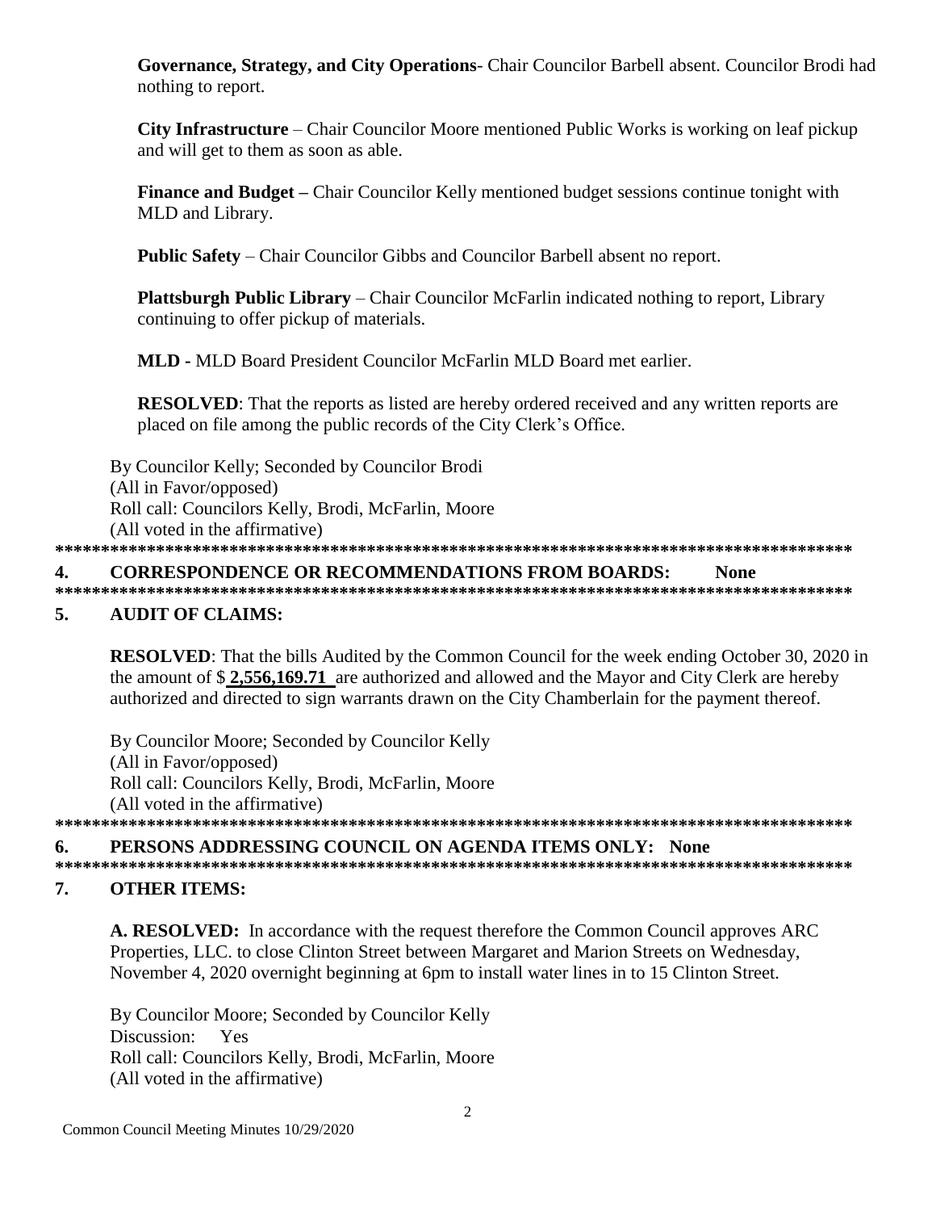**Governance, Strategy, and City Operations**- Chair Councilor Barbell absent. Councilor Brodi had nothing to report.

**City Infrastructure** – Chair Councilor Moore mentioned Public Works is working on leaf pickup and will get to them as soon as able.

**Finance and Budget –** Chair Councilor Kelly mentioned budget sessions continue tonight with MLD and Library.

**Public Safety** – Chair Councilor Gibbs and Councilor Barbell absent no report.

**Plattsburgh Public Library** – Chair Councilor McFarlin indicated nothing to report, Library continuing to offer pickup of materials.

**MLD -** MLD Board President Councilor McFarlin MLD Board met earlier.

**RESOLVED**: That the reports as listed are hereby ordered received and any written reports are placed on file among the public records of the City Clerk's Office.

By Councilor Kelly; Seconded by Councilor Brodi
(All in Favor/opposed)
Roll call: Councilors Kelly, Brodi, McFarlin, Moore
(All voted in the affirmative)

*******************************************************************************************

## 4. CORRESPONDENCE OR RECOMMENDATIONS FROM BOARDS: None

*******************************************************************************************

## 5. AUDIT OF CLAIMS:

**RESOLVED**: That the bills Audited by the Common Council for the week ending October 30, 2020 in the amount of $ **2,556,169.71** are authorized and allowed and the Mayor and City Clerk are hereby authorized and directed to sign warrants drawn on the City Chamberlain for the payment thereof.

By Councilor Moore; Seconded by Councilor Kelly
(All in Favor/opposed)
Roll call: Councilors Kelly, Brodi, McFarlin, Moore
(All voted in the affirmative)

*******************************************************************************************

## 6. PERSONS ADDRESSING COUNCIL ON AGENDA ITEMS ONLY: None

*******************************************************************************************

## 7. OTHER ITEMS:

**A. RESOLVED:** In accordance with the request therefore the Common Council approves ARC Properties, LLC. to close Clinton Street between Margaret and Marion Streets on Wednesday, November 4, 2020 overnight beginning at 6pm to install water lines in to 15 Clinton Street.

By Councilor Moore; Seconded by Councilor Kelly
Discussion: Yes
Roll call: Councilors Kelly, Brodi, McFarlin, Moore
(All voted in the affirmative)

Common Council Meeting Minutes 10/29/2020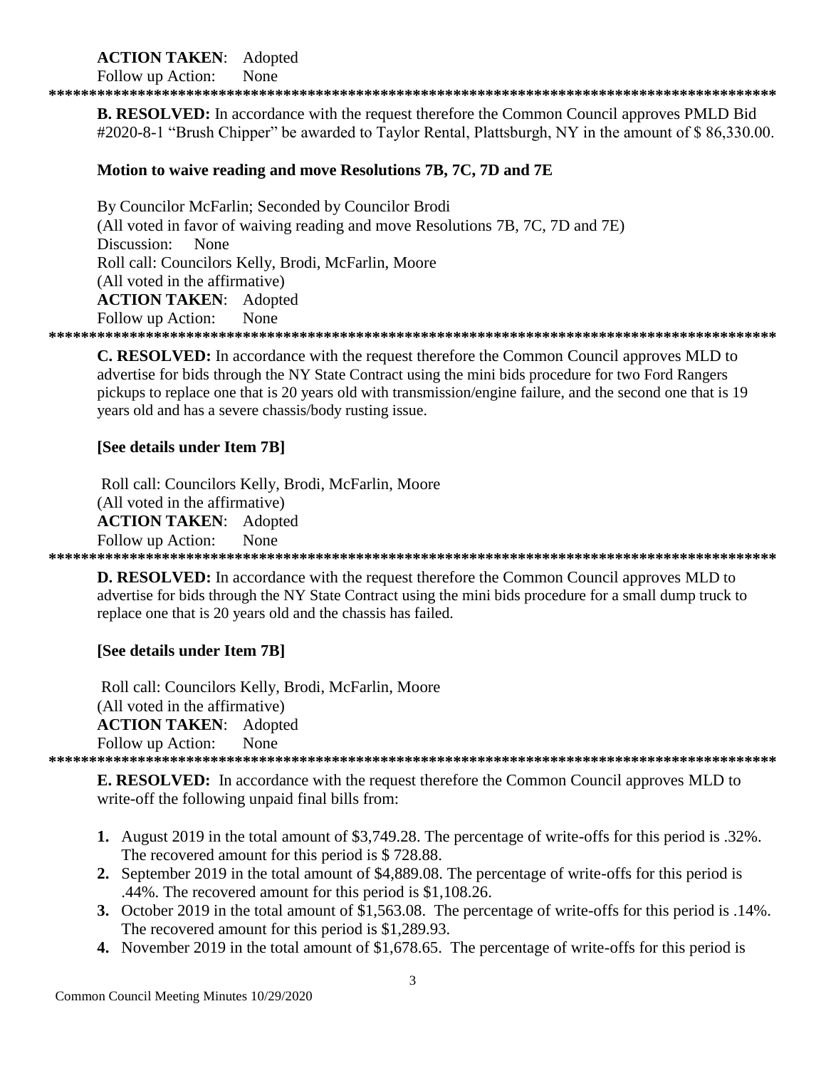**ACTION TAKEN**: Adopted
Follow up Action: None

*********************************************************************************************

**B. RESOLVED:** In accordance with the request therefore the Common Council approves PMLD Bid #2020-8-1 "Brush Chipper" be awarded to Taylor Rental, Plattsburgh, NY in the amount of $ 86,330.00.

**Motion to waive reading and move Resolutions 7B, 7C, 7D and 7E**

By Councilor McFarlin; Seconded by Councilor Brodi
(All voted in favor of waiving reading and move Resolutions 7B, 7C, 7D and 7E)
Discussion: None
Roll call: Councilors Kelly, Brodi, McFarlin, Moore
(All voted in the affirmative)
**ACTION TAKEN**: Adopted
Follow up Action: None

*********************************************************************************************

**C. RESOLVED:** In accordance with the request therefore the Common Council approves MLD to advertise for bids through the NY State Contract using the mini bids procedure for two Ford Rangers pickups to replace one that is 20 years old with transmission/engine failure, and the second one that is 19 years old and has a severe chassis/body rusting issue.

**[See details under Item 7B]**

Roll call: Councilors Kelly, Brodi, McFarlin, Moore
(All voted in the affirmative)
**ACTION TAKEN**: Adopted
Follow up Action: None

*********************************************************************************************

**D. RESOLVED:** In accordance with the request therefore the Common Council approves MLD to advertise for bids through the NY State Contract using the mini bids procedure for a small dump truck to replace one that is 20 years old and the chassis has failed.

**[See details under Item 7B]**

Roll call: Councilors Kelly, Brodi, McFarlin, Moore
(All voted in the affirmative)
**ACTION TAKEN**: Adopted
Follow up Action: None

*********************************************************************************************

**E. RESOLVED:** In accordance with the request therefore the Common Council approves MLD to write-off the following unpaid final bills from:

1. August 2019 in the total amount of $3,749.28. The percentage of write-offs for this period is .32%. The recovered amount for this period is $ 728.88.
2. September 2019 in the total amount of $4,889.08. The percentage of write-offs for this period is .44%. The recovered amount for this period is $1,108.26.
3. October 2019 in the total amount of $1,563.08. The percentage of write-offs for this period is .14%. The recovered amount for this period is $1,289.93.
4. November 2019 in the total amount of $1,678.65. The percentage of write-offs for this period is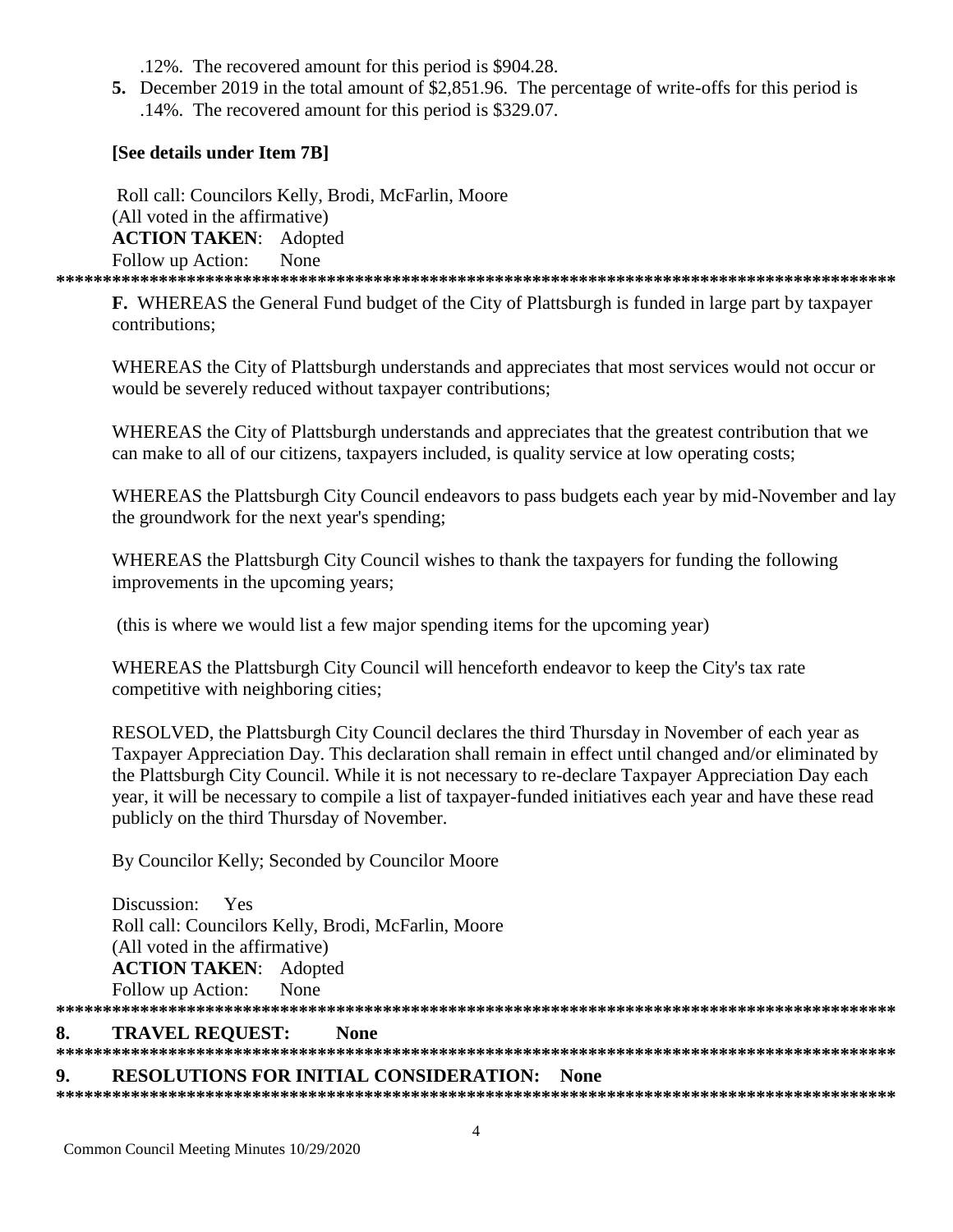.12%. The recovered amount for this period is $904.28.

5. December 2019 in the total amount of $2,851.96. The percentage of write-offs for this period is .14%. The recovered amount for this period is $329.07.

**[See details under Item 7B]**

Roll call: Councilors Kelly, Brodi, McFarlin, Moore
(All voted in the affirmative)
**ACTION TAKEN**: Adopted
Follow up Action: None

******************************************************************************************

**F.** WHEREAS the General Fund budget of the City of Plattsburgh is funded in large part by taxpayer contributions;

WHEREAS the City of Plattsburgh understands and appreciates that most services would not occur or would be severely reduced without taxpayer contributions;

WHEREAS the City of Plattsburgh understands and appreciates that the greatest contribution that we can make to all of our citizens, taxpayers included, is quality service at low operating costs;

WHEREAS the Plattsburgh City Council endeavors to pass budgets each year by mid-November and lay the groundwork for the next year's spending;

WHEREAS the Plattsburgh City Council wishes to thank the taxpayers for funding the following improvements in the upcoming years;

(this is where we would list a few major spending items for the upcoming year)

WHEREAS the Plattsburgh City Council will henceforth endeavor to keep the City's tax rate competitive with neighboring cities;

RESOLVED, the Plattsburgh City Council declares the third Thursday in November of each year as Taxpayer Appreciation Day. This declaration shall remain in effect until changed and/or eliminated by the Plattsburgh City Council. While it is not necessary to re-declare Taxpayer Appreciation Day each year, it will be necessary to compile a list of taxpayer-funded initiatives each year and have these read publicly on the third Thursday of November.

By Councilor Kelly; Seconded by Councilor Moore

Discussion: Yes
Roll call: Councilors Kelly, Brodi, McFarlin, Moore
(All voted in the affirmative)
**ACTION TAKEN**: Adopted
Follow up Action: None

******************************************************************************************

**8. TRAVEL REQUEST: None**

******************************************************************************************

**9. RESOLUTIONS FOR INITIAL CONSIDERATION: None**

******************************************************************************************

Common Council Meeting Minutes 10/29/2020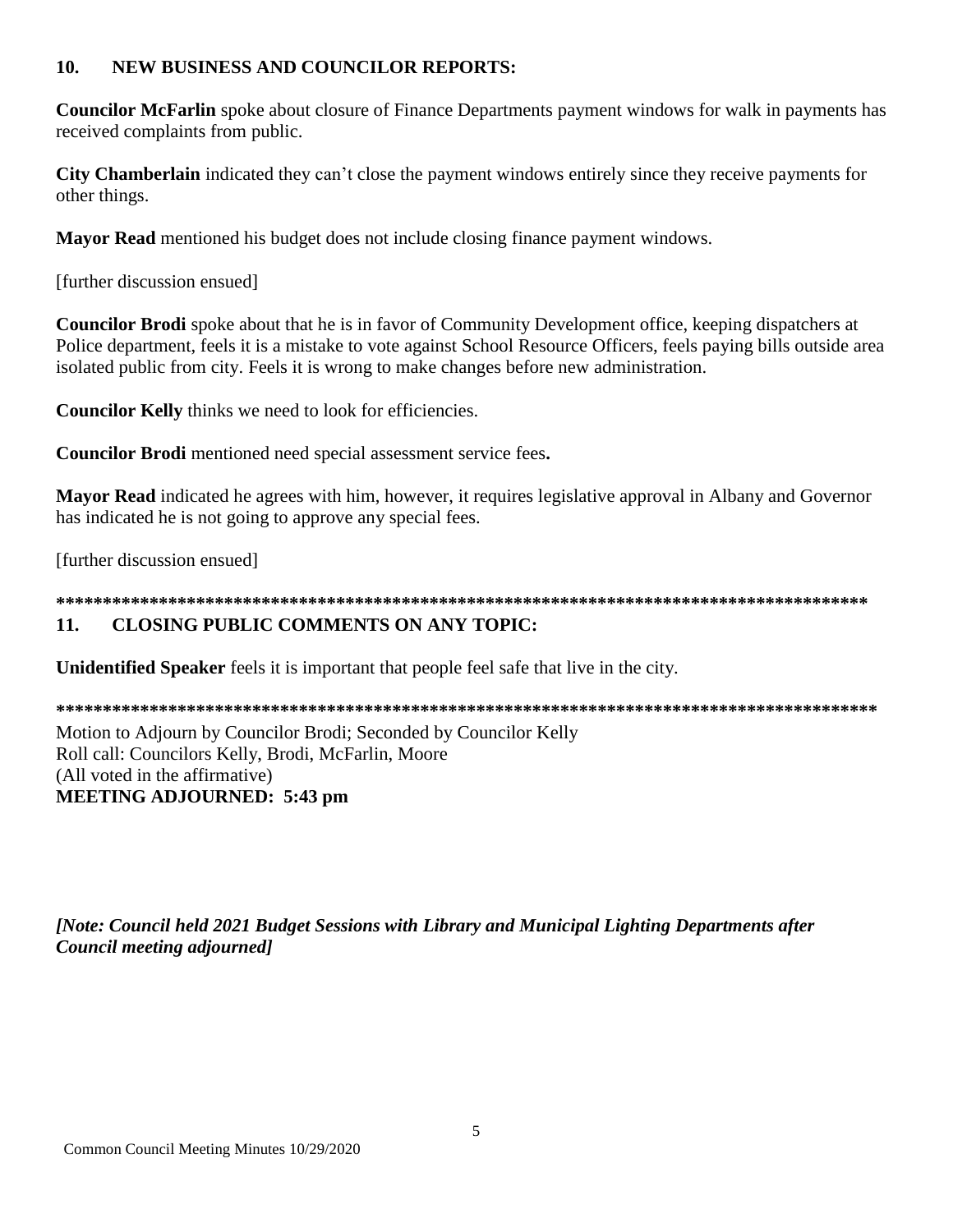## 10. NEW BUSINESS AND COUNCILOR REPORTS:

**Councilor McFarlin** spoke about closure of Finance Departments payment windows for walk in payments has received complaints from public.

**City Chamberlain** indicated they can't close the payment windows entirely since they receive payments for other things.

**Mayor Read** mentioned his budget does not include closing finance payment windows.

[further discussion ensued]

**Councilor Brodi** spoke about that he is in favor of Community Development office, keeping dispatchers at Police department, feels it is a mistake to vote against School Resource Officers, feels paying bills outside area isolated public from city. Feels it is wrong to make changes before new administration.

**Councilor Kelly** thinks we need to look for efficiencies.

**Councilor Brodi** mentioned need special assessment service fees**.**

**Mayor Read** indicated he agrees with him, however, it requires legislative approval in Albany and Governor has indicated he is not going to approve any special fees.

[further discussion ensued]

**\*\*\*\*\*\*\*\*\*\*\*\*\*\*\*\*\*\*\*\*\*\*\*\*\*\*\*\*\*\*\*\*\*\*\*\*\*\*\*\*\*\*\*\*\*\*\*\*\*\*\*\*\*\*\*\*\*\*\*\*\*\*\*\*\*\*\*\*\*\*\*\*\*\*\*\*\*\*\*\*\*\*\*\*\*\*\*\*\***

## 11. CLOSING PUBLIC COMMENTS ON ANY TOPIC:

**Unidentified Speaker** feels it is important that people feel safe that live in the city.

**\*\*\*\*\*\*\*\*\*\*\*\*\*\*\*\*\*\*\*\*\*\*\*\*\*\*\*\*\*\*\*\*\*\*\*\*\*\*\*\*\*\*\*\*\*\*\*\*\*\*\*\*\*\*\*\*\*\*\*\*\*\*\*\*\*\*\*\*\*\*\*\*\*\*\*\*\*\*\*\*\*\*\*\*\*\*\*\*\*\***

Motion to Adjourn by Councilor Brodi; Seconded by Councilor Kelly
Roll call: Councilors Kelly, Brodi, McFarlin, Moore
(All voted in the affirmative)
**MEETING ADJOURNED: 5:43 pm**

***[Note: Council held 2021 Budget Sessions with Library and Municipal Lighting Departments after Council meeting adjourned]***